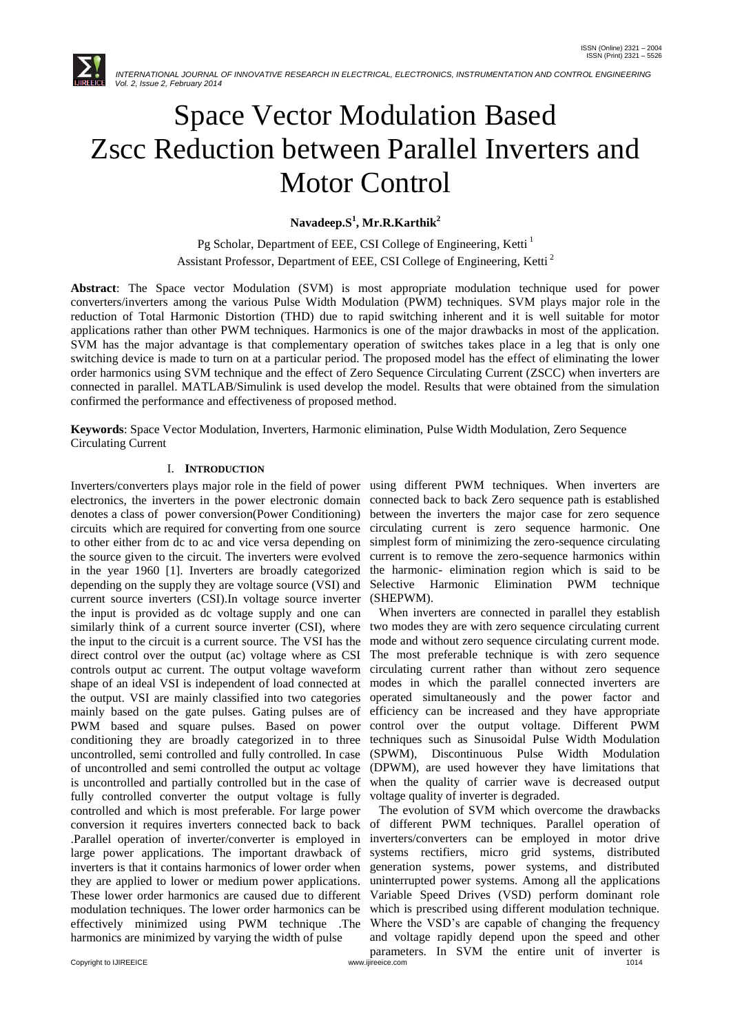# Space Vector Modulation Based Zscc Reduction between Parallel Inverters and Motor Control

**Navadeep.S[1], Mr.R.Karthik[2]**

Pg Scholar, Department of EEE, CSI College of Engineering, Ketti [1]

Assistant Professor, Department of EEE, CSI College of Engineering, Ketti [2]

**Abstract**: The Space vector Modulation (SVM) is most appropriate modulation technique used for power converters/inverters among the various Pulse Width Modulation (PWM) techniques. SVM plays major role in the reduction of Total Harmonic Distortion (THD) due to rapid switching inherent and it is well suitable for motor applications rather than other PWM techniques. Harmonics is one of the major drawbacks in most of the application. SVM has the major advantage is that complementary operation of switches takes place in a leg that is only one switching device is made to turn on at a particular period. The proposed model has the effect of eliminating the lower order harmonics using SVM technique and the effect of Zero Sequence Circulating Current (ZSCC) when inverters are connected in parallel. MATLAB/Simulink is used develop the model. Results that were obtained from the simulation confirmed the performance and effectiveness of proposed method.

**Keywords**: Space Vector Modulation, Inverters, Harmonic elimination, Pulse Width Modulation, Zero Sequence Circulating Current

## I. Introduction

Inverters/converters plays major role in the field of power electronics, the inverters in the power electronic domain denotes a class of power conversion(Power Conditioning) circuits which are required for converting from one source to other either from dc to ac and vice versa depending on the source given to the circuit. The inverters were evolved in the year 1960 [1]. Inverters are broadly categorized depending on the supply they are voltage source (VSI) and current source inverters (CSI).In voltage source inverter the input is provided as dc voltage supply and one can similarly think of a current source inverter (CSI), where the input to the circuit is a current source. The VSI has the direct control over the output (ac) voltage where as CSI controls output ac current. The output voltage waveform shape of an ideal VSI is independent of load connected at the output. VSI are mainly classified into two categories mainly based on the gate pulses. Gating pulses are of PWM based and square pulses. Based on power conditioning they are broadly categorized in to three uncontrolled, semi controlled and fully controlled. In case of uncontrolled and semi controlled the output ac voltage is uncontrolled and partially controlled but in the case of fully controlled converter the output voltage is fully controlled and which is most preferable. For large power conversion it requires inverters connected back to back .Parallel operation of inverter/converter is employed in large power applications. The important drawback of inverters is that it contains harmonics of lower order when they are applied to lower or medium power applications. These lower order harmonics are caused due to different modulation techniques. The lower order harmonics can be effectively minimized using PWM technique .The harmonics are minimized by varying the width of pulse using different PWM techniques. When inverters are connected back to back Zero sequence path is established between the inverters the major case for zero sequence circulating current is zero sequence harmonic. One simplest form of minimizing the zero-sequence circulating current is to remove the zero-sequence harmonics within the harmonic- elimination region which is said to be Selective Harmonic Elimination PWM technique (SHEPWM).

When inverters are connected in parallel they establish two modes they are with zero sequence circulating current mode and without zero sequence circulating current mode. The most preferable technique is with zero sequence circulating current rather than without zero sequence modes in which the parallel connected inverters are operated simultaneously and the power factor and efficiency can be increased and they have appropriate control over the output voltage. Different PWM techniques such as Sinusoidal Pulse Width Modulation (SPWM), Discontinuous Pulse Width Modulation (DPWM), are used however they have limitations that when the quality of carrier wave is decreased output voltage quality of inverter is degraded.

The evolution of SVM which overcome the drawbacks of different PWM techniques. Parallel operation of inverters/converters can be employed in motor drive systems rectifiers, micro grid systems, distributed generation systems, power systems, and distributed uninterrupted power systems. Among all the applications Variable Speed Drives (VSD) perform dominant role which is prescribed using different modulation technique. Where the VSD's are capable of changing the frequency and voltage rapidly depend upon the speed and other parameters. In SVM the entire unit of inverter is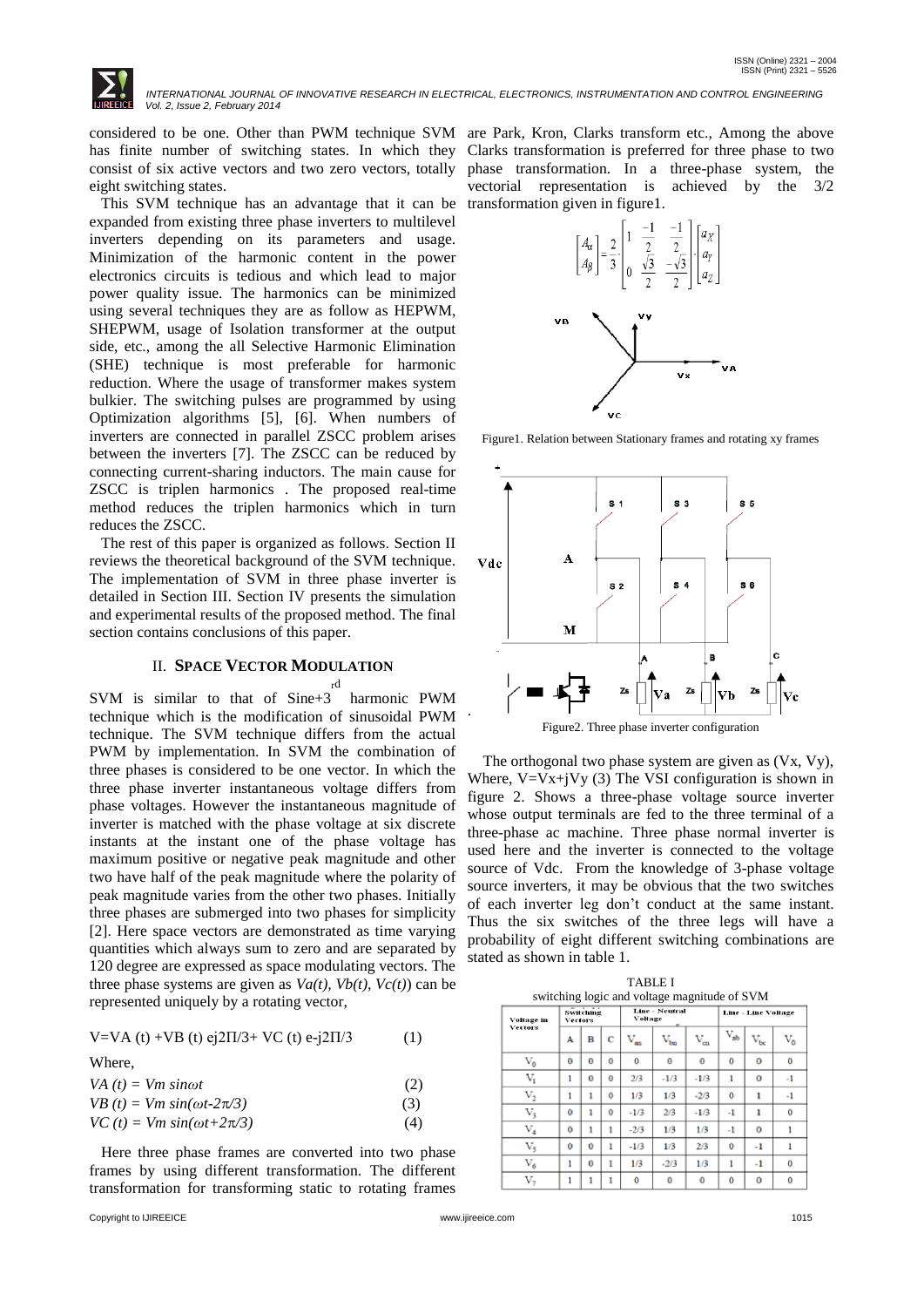considered to be one. Other than PWM technique SVM has finite number of switching states. In which they consist of six active vectors and two zero vectors, totally eight switching states.

This SVM technique has an advantage that it can be expanded from existing three phase inverters to multilevel inverters depending on its parameters and usage. Minimization of the harmonic content in the power electronics circuits is tedious and which lead to major power quality issue. The harmonics can be minimized using several techniques they are as follow as HEPWM, SHEPWM, usage of Isolation transformer at the output side, etc., among the all Selective Harmonic Elimination (SHE) technique is most preferable for harmonic reduction. Where the usage of transformer makes system bulkier. The switching pulses are programmed by using Optimization algorithms [5], [6]. When numbers of inverters are connected in parallel ZSCC problem arises between the inverters [7]. The ZSCC can be reduced by connecting current-sharing inductors. The main cause for ZSCC is triplen harmonics . The proposed real-time method reduces the triplen harmonics which in turn reduces the ZSCC.

The rest of this paper is organized as follows. Section II reviews the theoretical background of the SVM technique. The implementation of SVM in three phase inverter is detailed in Section III. Section IV presents the simulation and experimental results of the proposed method. The final section contains conclusions of this paper.

## II. SPACE VECTOR MODULATION

SVM is similar to that of Sine+3rd harmonic PWM technique which is the modification of sinusoidal PWM technique. The SVM technique differs from the actual PWM by implementation. In SVM the combination of three phases is considered to be one vector. In which the three phase inverter instantaneous voltage differs from phase voltages. However the instantaneous magnitude of inverter is matched with the phase voltage at six discrete instants at the instant one of the phase voltage has maximum positive or negative peak magnitude and other two have half of the peak magnitude where the polarity of peak magnitude varies from the other two phases. Initially three phases are submerged into two phases for simplicity [2]. Here space vectors are demonstrated as time varying quantities which always sum to zero and are separated by 120 degree are expressed as space modulating vectors. The three phase systems are given as $Va(t)$, $Vb(t)$, $Vc(t)$ can be represented uniquely by a rotating vector,

$$V = VA(t) + VB(t)\, e^{j2\Pi/3} + VC(t)\, e^{-j2\Pi/3} \quad (1)$$

Where,

$$VA(t) = Vm \sin\omega t \quad (2)$$

$$VB(t) = Vm \sin(\omega t - 2\pi/3) \quad (3)$$

$$VC(t) = Vm \sin(\omega t + 2\pi/3) \quad (4)$$

Here three phase frames are converted into two phase frames by using different transformation. The different transformation for transforming static to rotating frames are Park, Kron, Clarks transform etc., Among the above Clarks transformation is preferred for three phase to two phase transformation. In a three-phase system, the vectorial representation is achieved by the 3/2 transformation given in figure1.

$$\begin{bmatrix} A_\alpha \\ A_\beta \end{bmatrix} = \frac{2}{3} \cdot \begin{bmatrix} 1 & \frac{-1}{2} & \frac{-1}{2} \\ 0 & \frac{\sqrt{3}}{2} & \frac{-\sqrt{3}}{2} \end{bmatrix} \cdot \begin{bmatrix} a_X \\ a_Y \\ a_Z \end{bmatrix}$$

Figure1. Relation between Stationary frames and rotating xy frames

Figure2. Three phase inverter configuration

The orthogonal two phase system are given as (Vx, Vy), Where, $V = Vx + jVy$ (3) The VSI configuration is shown in figure 2. Shows a three-phase voltage source inverter whose output terminals are fed to the three terminal of a three-phase ac machine. Three phase normal inverter is used here and the inverter is connected to the voltage source of Vdc. From the knowledge of 3-phase voltage source inverters, it may be obvious that the two switches of each inverter leg don't conduct at the same instant. Thus the six switches of the three legs will have a probability of eight different switching combinations are stated as shown in table 1.

TABLE I
switching logic and voltage magnitude of SVM

| Voltage in Vectors | Switching Vectors | | | Line - Neutral Voltage | | | Line - Line Voltage | | |
|---|---|---|---|---|---|---|---|---|---|
| | A | B | C | $V_{an}$ | $V_{bn}$ | $V_{cn}$ | $V_{ab}$ | $V_{bc}$ | $V_{0}$ |
| $V_0$ | 0 | 0 | 0 | 0 | 0 | 0 | 0 | 0 | 0 |
| $V_1$ | 1 | 0 | 0 | 2/3 | -1/3 | -1/3 | 1 | 0 | -1 |
| $V_2$ | 1 | 1 | 0 | 1/3 | 1/3 | -2/3 | 0 | 1 | -1 |
| $V_3$ | 0 | 1 | 0 | -1/3 | 2/3 | -1/3 | -1 | 1 | 0 |
| $V_4$ | 0 | 1 | 1 | -2/3 | 1/3 | 1/3 | -1 | 0 | 1 |
| $V_5$ | 0 | 0 | 1 | -1/3 | 1/3 | 2/3 | 0 | -1 | 1 |
| $V_6$ | 1 | 0 | 1 | 1/3 | -2/3 | 1/3 | 1 | -1 | 0 |
| $V_7$ | 1 | 1 | 1 | 0 | 0 | 0 | 0 | 0 | 0 |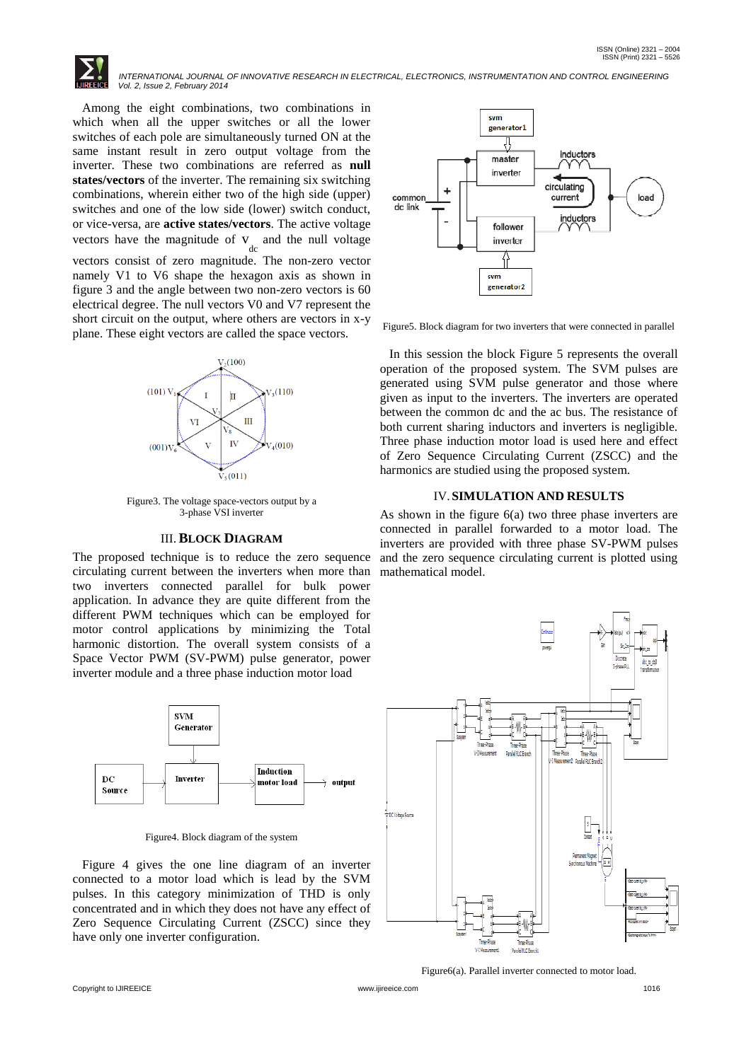Among the eight combinations, two combinations in which when all the upper switches or all the lower switches of each pole are simultaneously turned ON at the same instant result in zero output voltage from the inverter. These two combinations are referred as **null states/vectors** of the inverter. The remaining six switching combinations, wherein either two of the high side (upper) switches and one of the low side (lower) switch conduct, or vice-versa, are **active states/vectors**. The active voltage vectors have the magnitude of $V_{dc}$ and the null voltage vectors consist of zero magnitude. The non-zero vector namely V1 to V6 shape the hexagon axis as shown in figure 3 and the angle between two non-zero vectors is 60 electrical degree. The null vectors V0 and V7 represent the short circuit on the output, where others are vectors in x-y plane. These eight vectors are called the space vectors.

Figure3. The voltage space-vectors output by a 3-phase VSI inverter

## III. BLOCK DIAGRAM

The proposed technique is to reduce the zero sequence circulating current between the inverters when more than two inverters connected parallel for bulk power application. In advance they are quite different from the different PWM techniques which can be employed for motor control applications by minimizing the Total harmonic distortion. The overall system consists of a Space Vector PWM (SV-PWM) pulse generator, power inverter module and a three phase induction motor load

Figure4. Block diagram of the system

Figure 4 gives the one line diagram of an inverter connected to a motor load which is lead by the SVM pulses. In this category minimization of THD is only concentrated and in which they does not have any effect of Zero Sequence Circulating Current (ZSCC) since they have only one inverter configuration.

Figure5. Block diagram for two inverters that were connected in parallel

In this session the block Figure 5 represents the overall operation of the proposed system. The SVM pulses are generated using SVM pulse generator and those where given as input to the inverters. The inverters are operated between the common dc and the ac bus. The resistance of both current sharing inductors and inverters is negligible. Three phase induction motor load is used here and effect of Zero Sequence Circulating Current (ZSCC) and the harmonics are studied using the proposed system.

## IV. SIMULATION AND RESULTS

As shown in the figure 6(a) two three phase inverters are connected in parallel forwarded to a motor load. The inverters are provided with three phase SV-PWM pulses and the zero sequence circulating current is plotted using mathematical model.

Figure6(a). Parallel inverter connected to motor load.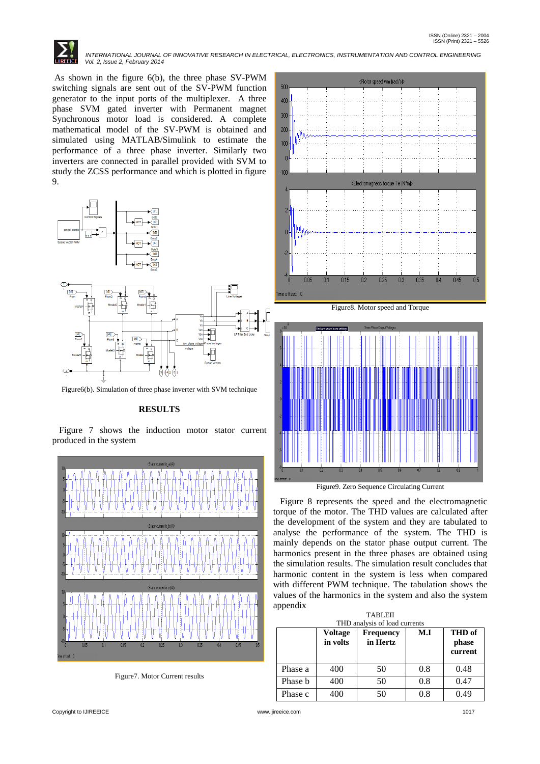As shown in the figure 6(b), the three phase SV-PWM switching signals are sent out of the SV-PWM function generator to the input ports of the multiplexer. A three phase SVM gated inverter with Permanent magnet Synchronous motor load is considered. A complete mathematical model of the SV-PWM is obtained and simulated using MATLAB/Simulink to estimate the performance of a three phase inverter. Similarly two inverters are connected in parallel provided with SVM to study the ZCSS performance and which is plotted in figure 9.

Figure6(b). Simulation of three phase inverter with SVM technique

## RESULTS

Figure 7 shows the induction motor stator current produced in the system

Figure7. Motor Current results

Figure8. Motor speed and Torque

Figure9. Zero Sequence Circulating Current

Figure 8 represents the speed and the electromagnetic torque of the motor. The THD values are calculated after the development of the system and they are tabulated to analyse the performance of the system. The THD is mainly depends on the stator phase output current. The harmonics present in the three phases are obtained using the simulation results. The simulation result concludes that harmonic content in the system is less when compared with different PWM technique. The tabulation shows the values of the harmonics in the system and also the system appendix

TABLEII
THD analysis of load currents

| | **Voltage in volts** | **Frequency in Hertz** | **M.I** | **THD of phase current** |
|---|---|---|---|---|
| Phase a | 400 | 50 | 0.8 | 0.48 |
| Phase b | 400 | 50 | 0.8 | 0.47 |
| Phase c | 400 | 50 | 0.8 | 0.49 |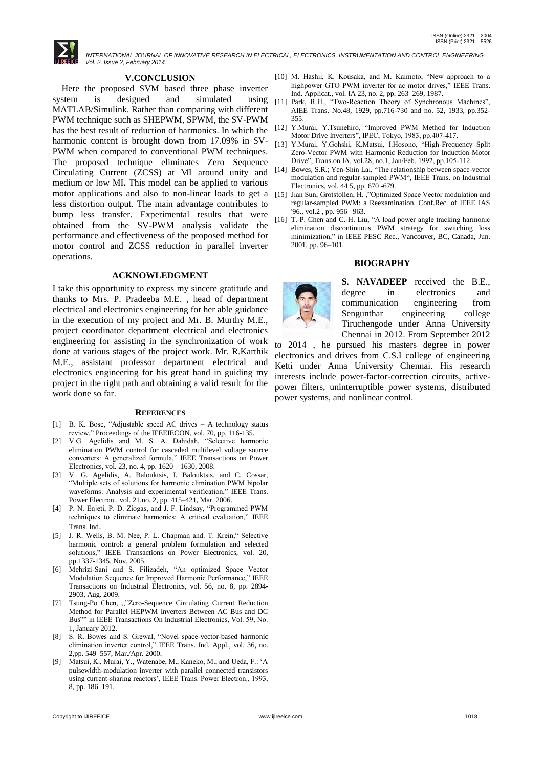## V.CONCLUSION

Here the proposed SVM based three phase inverter system is designed and simulated using MATLAB/Simulink. Rather than comparing with different PWM technique such as SHEPWM, SPWM, the SV-PWM has the best result of reduction of harmonics. In which the harmonic content is brought down from 17.09% in SV-PWM when compared to conventional PWM techniques. The proposed technique eliminates Zero Sequence Circulating Current (ZCSS) at MI around unity and medium or low MI**.** This model can be applied to various motor applications and also to non-linear loads to get a less distortion output. The main advantage contributes to bump less transfer. Experimental results that were obtained from the SV-PWM analysis validate the performance and effectiveness of the proposed method for motor control and ZCSS reduction in parallel inverter operations.

## ACKNOWLEDGMENT

I take this opportunity to express my sincere gratitude and thanks to Mrs. P. Pradeeba M.E. , head of department electrical and electronics engineering for her able guidance in the execution of my project and Mr. B. Murthy M.E., project coordinator department electrical and electronics engineering for assisting in the synchronization of work done at various stages of the project work. Mr. R.Karthik M.E., assistant professor department electrical and electronics engineering for his great hand in guiding my project in the right path and obtaining a valid result for the work done so far.

## REFERENCES

[1] B. K. Bose, "Adjustable speed AC drives – A technology status review," Proceedings of the IEEEIECON, vol. 70, pp. 116-135.

[2] V.G. Agelidis and M. S. A. Dahidah, "Selective harmonic elimination PWM control for cascaded multilevel voltage source converters: A generalized formula," IEEE Transactions on Power Electronics, vol. 23, no. 4, pp. 1620 – 1630, 2008.

[3] V. G. Agelidis, A. Balouktsis, I. Balouktsis, and C. Cossar, "Multiple sets of solutions for harmonic elimination PWM bipolar waveforms: Analysis and experimental verification," IEEE Trans. Power Electron., vol. 21,no. 2, pp. 415–421, Mar. 2006.

[4] P. N. Enjeti, P. D. Ziogas, and J. F. Lindsay, "Programmed PWM techniques to eliminate harmonics: A critical evaluation," IEEE Trans. Ind.

[5] J. R. Wells, B. M. Nee, P. L. Chapman and. T. Krein," Selective harmonic control: a general problem formulation and selected solutions," IEEE Transactions on Power Electronics, vol. 20, pp.1337-1345, Nov. 2005.

[6] Mehrizi-Sani and S. Filizadeh, "An optimized Space Vector Modulation Sequence for Improved Harmonic Performance," IEEE Transactions on Industrial Electronics, vol. 56, no. 8, pp. 2894-2903, Aug. 2009.

[7] Tsung-Po Chen, „"Zero-Sequence Circulating Current Reduction Method for Parallel HEPWM Inverters Between AC Bus and DC Bus"" in IEEE Transactions On Industrial Electronics, Vol. 59, No. 1, January 2012.

[8] S. R. Bowes and S. Grewal, "Novel space-vector-based harmonic elimination inverter control," IEEE Trans. Ind. Appl., vol. 36, no. 2,pp. 549–557, Mar./Apr. 2000.

[9] Matsui, K., Murai, Y., Watenabe, M., Kaneko, M., and Ueda, F.: 'A pulsewidth-modulation inverter with parallel connected transistors using current-sharing reactors', IEEE Trans. Power Electron., 1993, 8, pp. 186–191.

[10] M. Hashii, K. Kousaka, and M. Kaimoto, "New approach to a highpower GTO PWM inverter for ac motor drives," IEEE Trans. Ind. Applicat., vol. IA 23, no. 2, pp. 263–269, 1987.

[11] Park, R.H., "Two-Reaction Theory of Synchronous Machines", AIEE Trans. No.48, 1929, pp.716-730 and no. 52, 1933, pp.352-355.

[12] Y.Murai, Y.Tsunehiro, "Improved PWM Method for Induction Motor Drive Inverters", IPEC, Tokyo, 1983, pp.407-417.

[13] Y.Murai, Y.Gohshi, K.Matsui, I.Hosono, "High-Frequency Split Zero-Vector PWM with Harmonic Reduction for Induction Motor Drive", Trans.on IA, vol.28, no.1, Jan/Feb. 1992, pp.105-112.

[14] Bowes, S.R.; Yen-Shin Lai, "The relationship between space-vector modulation and regular-sampled PWM", IEEE Trans. on Industrial Electronics, vol. 44 5, pp. 670 -679.

[15] Jian Sun; Grotstollen, H. ,"Optimized Space Vector modulation and regular-sampled PWM: a Reexamination, Conf.Rec. of IEEE IAS '96., vol.2 , pp. 956 –963.

[16] T.-P. Chen and C.-H. Liu, "A load power angle tracking harmonic elimination discontinuous PWM strategy for switching loss minimization," in IEEE PESC Rec., Vancouver, BC, Canada, Jun. 2001, pp. 96–101.

## BIOGRAPHY

**S. NAVADEEP** received the B.E., degree in electronics and communication engineering from Sengunthar engineering college Tiruchengode under Anna University Chennai in 2012. From September 2012 to 2014 , he pursued his masters degree in power electronics and drives from C.S.I college of engineering Ketti under Anna University Chennai. His research interests include power-factor-correction circuits, active-power filters, uninterruptible power systems, distributed power systems, and nonlinear control.